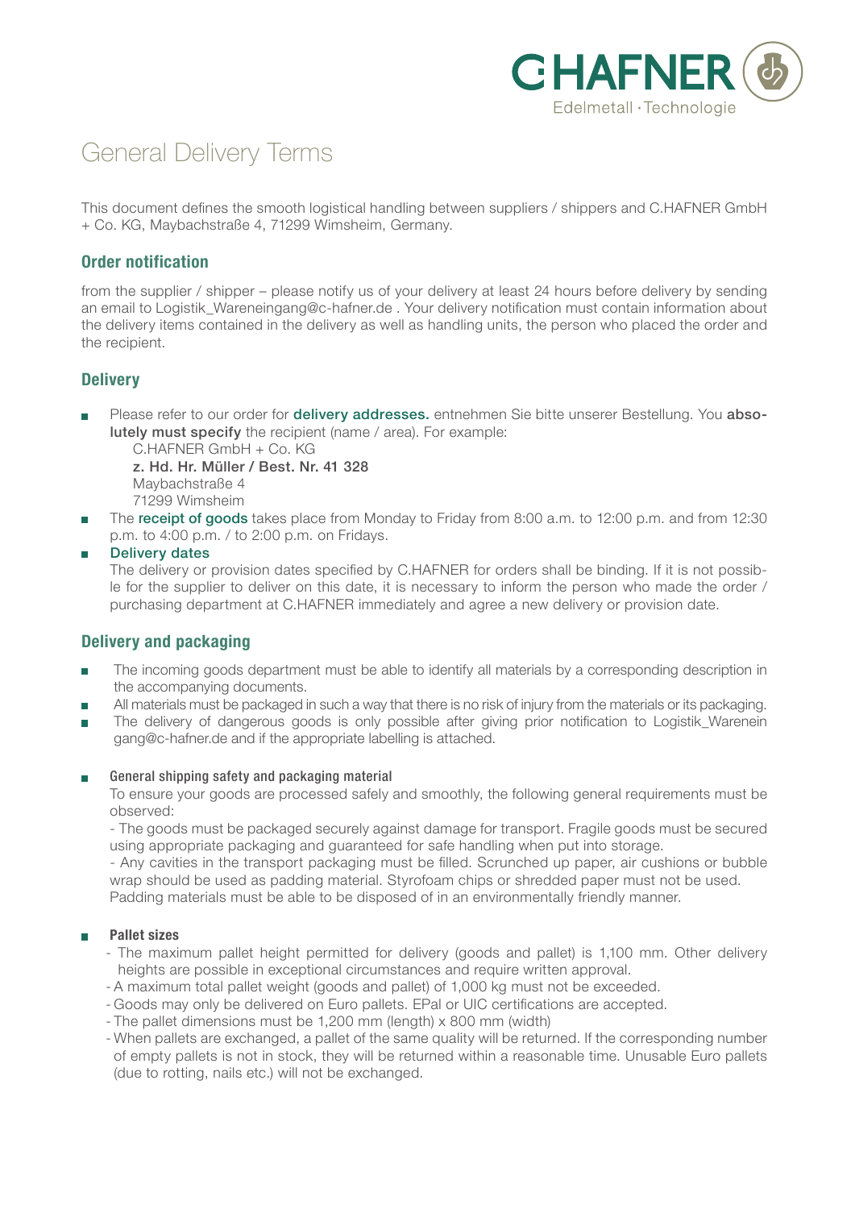C.HAFNER
Edelmetall · Technologie

# General Delivery Terms

This document defines the smooth logistical handling between suppliers / shippers and C.HAFNER GmbH + Co. KG, Maybachstraße 4, 71299 Wimsheim, Germany.

## Order notification

from the supplier / shipper – please notify us of your delivery at least 24 hours before delivery by sending an email to Logistik_Wareneingang@c-hafner.de . Your delivery notification must contain information about the delivery items contained in the delivery as well as handling units, the person who placed the order and the recipient.

## Delivery

- Please refer to our order for **delivery addresses.** entnehmen Sie bitte unserer Bestellung. You **absolutely must specify** the recipient (name / area). For example:

  C.HAFNER GmbH + Co. KG
  **z. Hd. Hr. Müller / Best. Nr. 41 328**
  Maybachstraße 4
  71299 Wimsheim

- The **receipt of goods** takes place from Monday to Friday from 8:00 a.m. to 12:00 p.m. and from 12:30 p.m. to 4:00 p.m. / to 2:00 p.m. on Fridays.
- **Delivery dates**

  The delivery or provision dates specified by C.HAFNER for orders shall be binding. If it is not possible for the supplier to deliver on this date, it is necessary to inform the person who made the order / purchasing department at C.HAFNER immediately and agree a new delivery or provision date.

## Delivery and packaging

- The incoming goods department must be able to identify all materials by a corresponding description in the accompanying documents.
- All materials must be packaged in such a way that there is no risk of injury from the materials or its packaging.
- The delivery of dangerous goods is only possible after giving prior notification to Logistik_Wareneingang@c-hafner.de and if the appropriate labelling is attached.

- **General shipping safety and packaging material**

  To ensure your goods are processed safely and smoothly, the following general requirements must be observed:

  - The goods must be packaged securely against damage for transport. Fragile goods must be secured using appropriate packaging and guaranteed for safe handling when put into storage.
  - Any cavities in the transport packaging must be filled. Scrunched up paper, air cushions or bubble wrap should be used as padding material. Styrofoam chips or shredded paper must not be used. Padding materials must be able to be disposed of in an environmentally friendly manner.

- **Pallet sizes**

  - The maximum pallet height permitted for delivery (goods and pallet) is 1,100 mm. Other delivery heights are possible in exceptional circumstances and require written approval.
  - A maximum total pallet weight (goods and pallet) of 1,000 kg must not be exceeded.
  - Goods may only be delivered on Euro pallets. EPal or UIC certifications are accepted.
  - The pallet dimensions must be 1,200 mm (length) x 800 mm (width)
  - When pallets are exchanged, a pallet of the same quality will be returned. If the corresponding number of empty pallets is not in stock, they will be returned within a reasonable time. Unusable Euro pallets (due to rotting, nails etc.) will not be exchanged.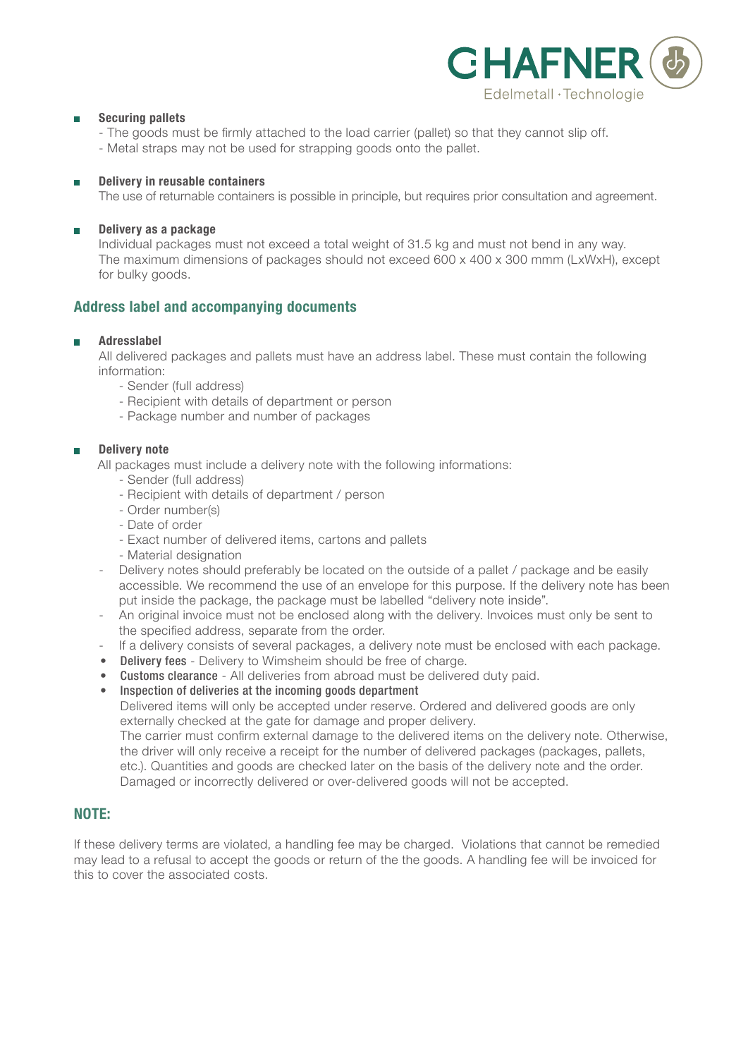- **Securing pallets**
  - The goods must be firmly attached to the load carrier (pallet) so that they cannot slip off.
  - Metal straps may not be used for strapping goods onto the pallet.

- **Delivery in reusable containers**
  The use of returnable containers is possible in principle, but requires prior consultation and agreement.

- **Delivery as a package**
  Individual packages must not exceed a total weight of 31.5 kg and must not bend in any way.
  The maximum dimensions of packages should not exceed 600 x 400 x 300 mmm (LxWxH), except for bulky goods.

## Address label and accompanying documents

- **Adresslabel**
  All delivered packages and pallets must have an address label. These must contain the following information:
  - Sender (full address)
  - Recipient with details of department or person
  - Package number and number of packages

- **Delivery note**
  All packages must include a delivery note with the following informations:
  - Sender (full address)
  - Recipient with details of department / person
  - Order number(s)
  - Date of order
  - Exact number of delivered items, cartons and pallets
  - Material designation
  - Delivery notes should preferably be located on the outside of a pallet / package and be easily accessible. We recommend the use of an envelope for this purpose. If the delivery note has been put inside the package, the package must be labelled "delivery note inside".
  - An original invoice must not be enclosed along with the delivery. Invoices must only be sent to the specified address, separate from the order.
  - If a delivery consists of several packages, a delivery note must be enclosed with each package.
  - **Delivery fees** - Delivery to Wimsheim should be free of charge.
  - **Customs clearance** - All deliveries from abroad must be delivered duty paid.
  - **Inspection of deliveries at the incoming goods department**
    Delivered items will only be accepted under reserve. Ordered and delivered goods are only externally checked at the gate for damage and proper delivery.
    The carrier must confirm external damage to the delivered items on the delivery note. Otherwise, the driver will only receive a receipt for the number of delivered packages (packages, pallets, etc.). Quantities and goods are checked later on the basis of the delivery note and the order. Damaged or incorrectly delivered or over-delivered goods will not be accepted.

## NOTE:

If these delivery terms are violated, a handling fee may be charged. Violations that cannot be remedied may lead to a refusal to accept the goods or return of the the goods. A handling fee will be invoiced for this to cover the associated costs.